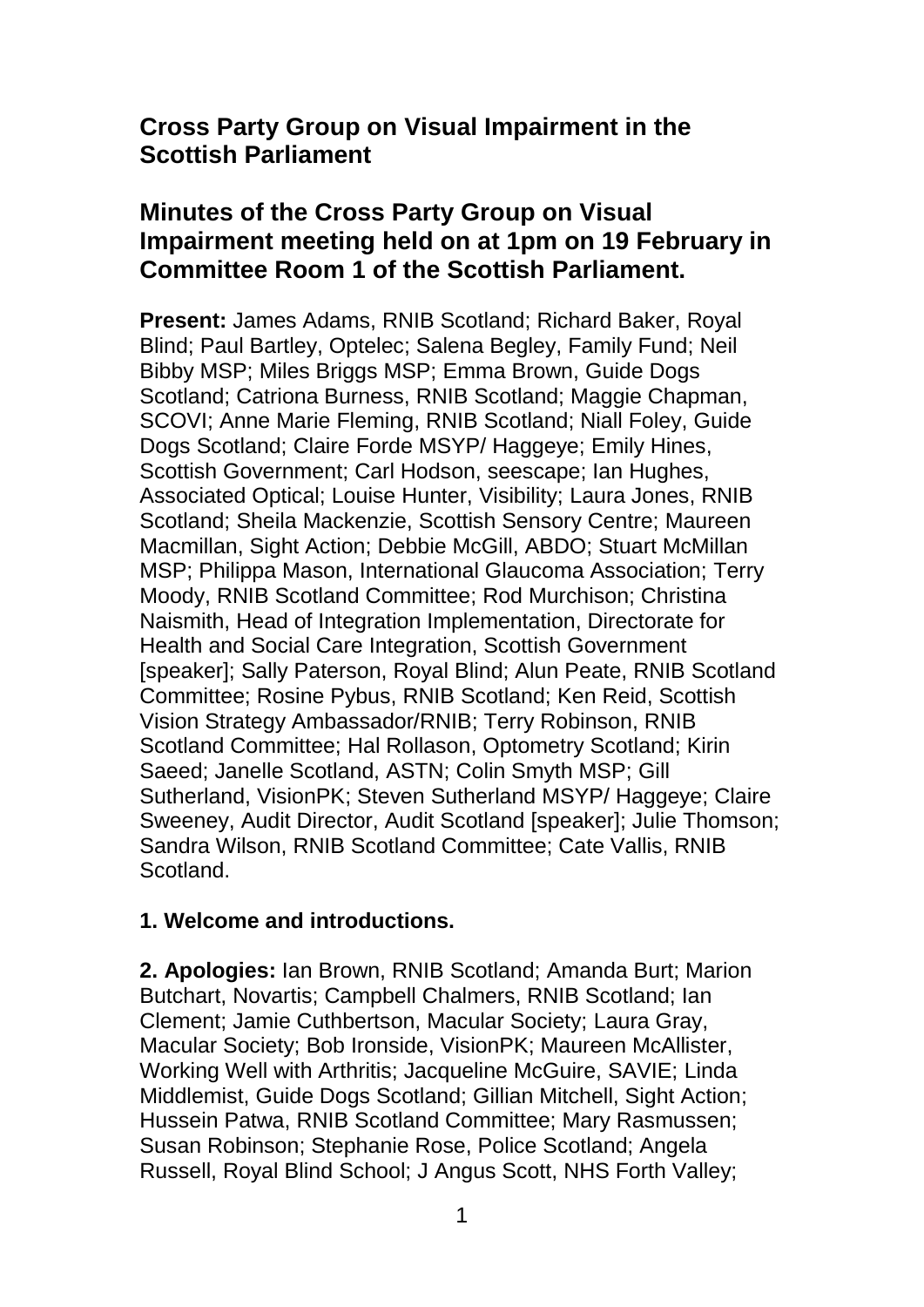# Cross Party Group on Visual Impairment in the Scottish Parliament

## Minutes of the Cross Party Group on Visual Impairment meeting held on at 1pm on 19 February in Committee Room 1 of the Scottish Parliament.

**Present:** James Adams, RNIB Scotland; Richard Baker, Royal Blind; Paul Bartley, Optelec; Salena Begley, Family Fund; Neil Bibby MSP; Miles Briggs MSP; Emma Brown, Guide Dogs Scotland; Catriona Burness, RNIB Scotland; Maggie Chapman, SCOVI; Anne Marie Fleming, RNIB Scotland; Niall Foley, Guide Dogs Scotland; Claire Forde MSYP/ Haggeye; Emily Hines, Scottish Government; Carl Hodson, seescape; Ian Hughes, Associated Optical; Louise Hunter, Visibility; Laura Jones, RNIB Scotland; Sheila Mackenzie, Scottish Sensory Centre; Maureen Macmillan, Sight Action; Debbie McGill, ABDO; Stuart McMillan MSP; Philippa Mason, International Glaucoma Association; Terry Moody, RNIB Scotland Committee; Rod Murchison; Christina Naismith, Head of Integration Implementation, Directorate for Health and Social Care Integration, Scottish Government [speaker]; Sally Paterson, Royal Blind; Alun Peate, RNIB Scotland Committee; Rosine Pybus, RNIB Scotland; Ken Reid, Scottish Vision Strategy Ambassador/RNIB; Terry Robinson, RNIB Scotland Committee; Hal Rollason, Optometry Scotland; Kirin Saeed; Janelle Scotland, ASTN; Colin Smyth MSP; Gill Sutherland, VisionPK; Steven Sutherland MSYP/ Haggeye; Claire Sweeney, Audit Director, Audit Scotland [speaker]; Julie Thomson; Sandra Wilson, RNIB Scotland Committee; Cate Vallis, RNIB Scotland.

**1. Welcome and introductions.**

**2. Apologies:** Ian Brown, RNIB Scotland; Amanda Burt; Marion Butchart, Novartis; Campbell Chalmers, RNIB Scotland; Ian Clement; Jamie Cuthbertson, Macular Society; Laura Gray, Macular Society; Bob Ironside, VisionPK; Maureen McAllister, Working Well with Arthritis; Jacqueline McGuire, SAVIE; Linda Middlemist, Guide Dogs Scotland; Gillian Mitchell, Sight Action; Hussein Patwa, RNIB Scotland Committee; Mary Rasmussen; Susan Robinson; Stephanie Rose, Police Scotland; Angela Russell, Royal Blind School; J Angus Scott, NHS Forth Valley;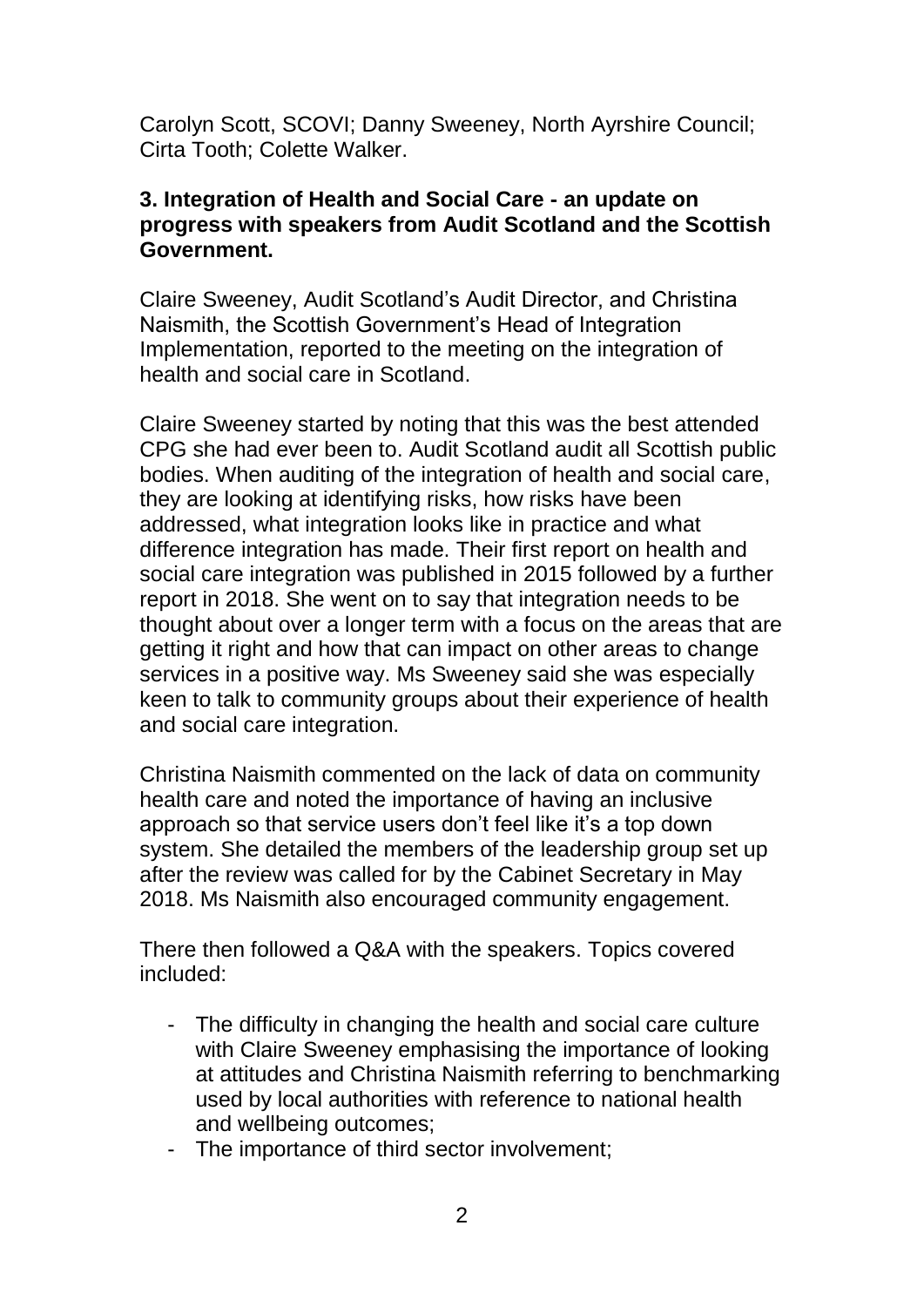Carolyn Scott, SCOVI; Danny Sweeney, North Ayrshire Council; Cirta Tooth; Colette Walker.

### 3. Integration of Health and Social Care - an update on progress with speakers from Audit Scotland and the Scottish Government.

Claire Sweeney, Audit Scotland's Audit Director, and Christina Naismith, the Scottish Government's Head of Integration Implementation, reported to the meeting on the integration of health and social care in Scotland.

Claire Sweeney started by noting that this was the best attended CPG she had ever been to. Audit Scotland audit all Scottish public bodies. When auditing of the integration of health and social care, they are looking at identifying risks, how risks have been addressed, what integration looks like in practice and what difference integration has made. Their first report on health and social care integration was published in 2015 followed by a further report in 2018. She went on to say that integration needs to be thought about over a longer term with a focus on the areas that are getting it right and how that can impact on other areas to change services in a positive way. Ms Sweeney said she was especially keen to talk to community groups about their experience of health and social care integration.

Christina Naismith commented on the lack of data on community health care and noted the importance of having an inclusive approach so that service users don't feel like it's a top down system. She detailed the members of the leadership group set up after the review was called for by the Cabinet Secretary in May 2018. Ms Naismith also encouraged community engagement.

There then followed a Q&A with the speakers. Topics covered included:

- The difficulty in changing the health and social care culture with Claire Sweeney emphasising the importance of looking at attitudes and Christina Naismith referring to benchmarking used by local authorities with reference to national health and wellbeing outcomes;
- The importance of third sector involvement;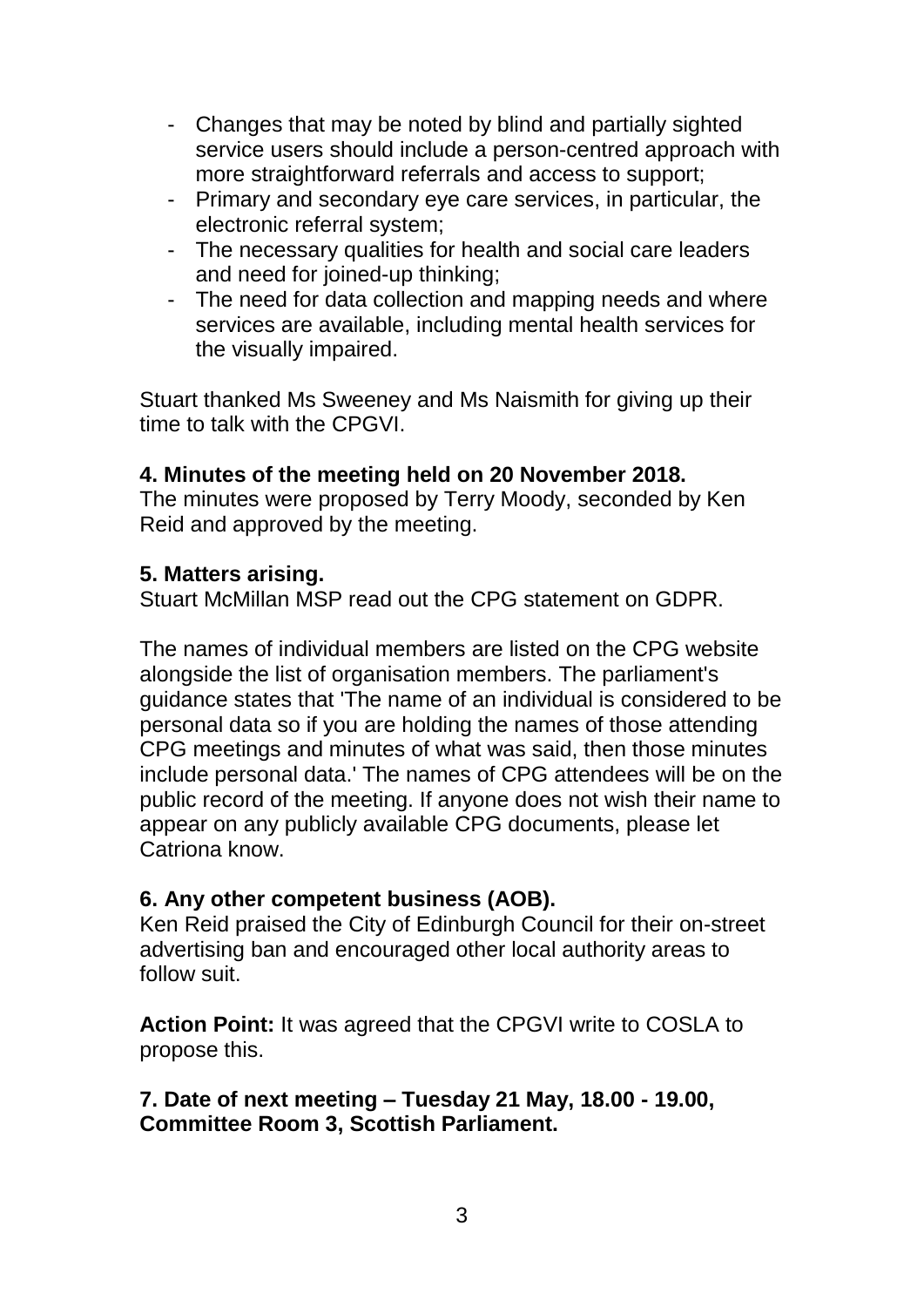- Changes that may be noted by blind and partially sighted service users should include a person-centred approach with more straightforward referrals and access to support;
- Primary and secondary eye care services, in particular, the electronic referral system;
- The necessary qualities for health and social care leaders and need for joined-up thinking;
- The need for data collection and mapping needs and where services are available, including mental health services for the visually impaired.

Stuart thanked Ms Sweeney and Ms Naismith for giving up their time to talk with the CPGVI.

**4. Minutes of the meeting held on 20 November 2018.**

The minutes were proposed by Terry Moody, seconded by Ken Reid and approved by the meeting.

**5. Matters arising.**

Stuart McMillan MSP read out the CPG statement on GDPR.

The names of individual members are listed on the CPG website alongside the list of organisation members. The parliament's guidance states that 'The name of an individual is considered to be personal data so if you are holding the names of those attending CPG meetings and minutes of what was said, then those minutes include personal data.' The names of CPG attendees will be on the public record of the meeting. If anyone does not wish their name to appear on any publicly available CPG documents, please let Catriona know.

**6. Any other competent business (AOB).**

Ken Reid praised the City of Edinburgh Council for their on-street advertising ban and encouraged other local authority areas to follow suit.

**Action Point:** It was agreed that the CPGVI write to COSLA to propose this.

**7. Date of next meeting – Tuesday 21 May, 18.00 - 19.00, Committee Room 3, Scottish Parliament.**